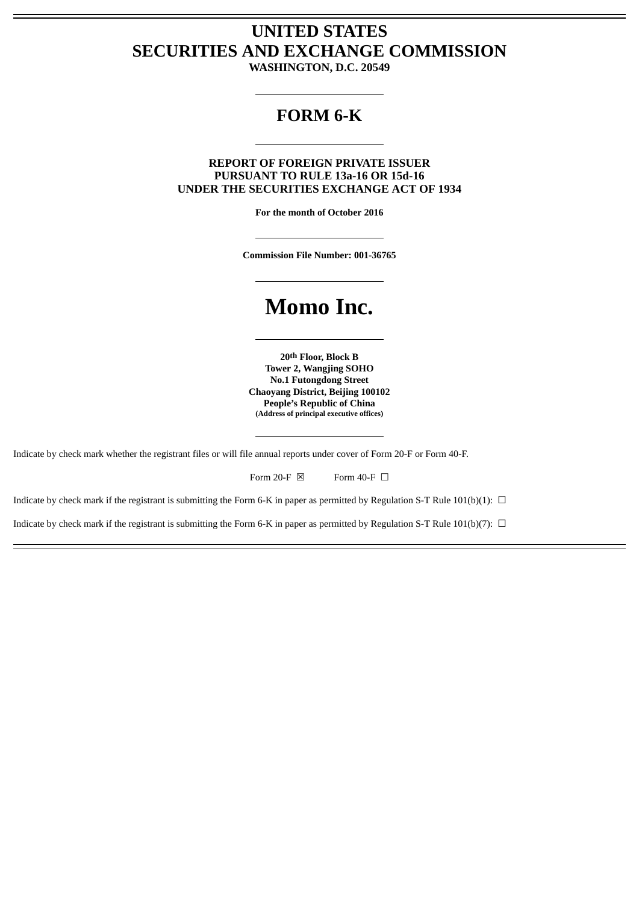# UNITED STATES
# SECURITIES AND EXCHANGE COMMISSION

**WASHINGTON, D.C. 20549**

---

## FORM 6-K

---

**REPORT OF FOREIGN PRIVATE ISSUER**
**PURSUANT TO RULE 13a-16 OR 15d-16**
**UNDER THE SECURITIES EXCHANGE ACT OF 1934**

**For the month of October 2016**

---

**Commission File Number: 001-36765**

---

# Momo Inc.

---

**20th Floor, Block B**
**Tower 2, Wangjing SOHO**
**No.1 Futongdong Street**
**Chaoyang District, Beijing 100102**
**People's Republic of China**
**(Address of principal executive offices)**

---

Indicate by check mark whether the registrant files or will file annual reports under cover of Form 20-F or Form 40-F.

Form 20-F ☒ Form 40-F ☐

Indicate by check mark if the registrant is submitting the Form 6-K in paper as permitted by Regulation S-T Rule 101(b)(1): ☐

Indicate by check mark if the registrant is submitting the Form 6-K in paper as permitted by Regulation S-T Rule 101(b)(7): ☐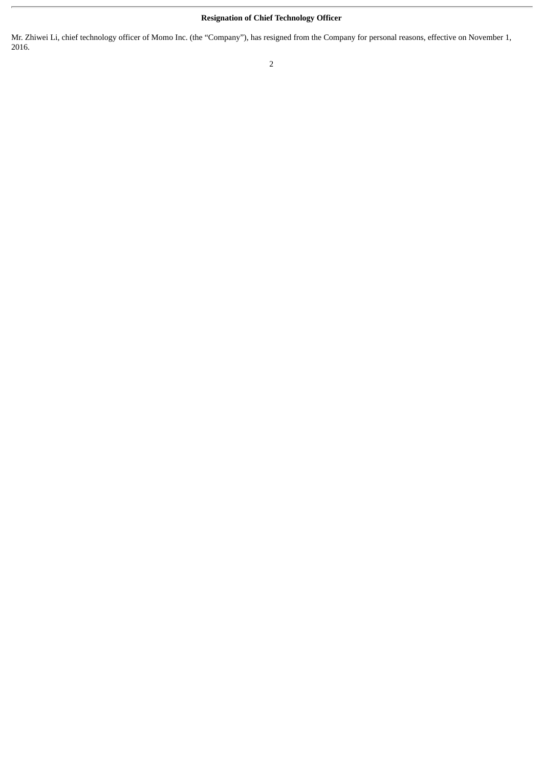**Resignation of Chief Technology Officer**

Mr. Zhiwei Li, chief technology officer of Momo Inc. (the "Company"), has resigned from the Company for personal reasons, effective on November 1, 2016.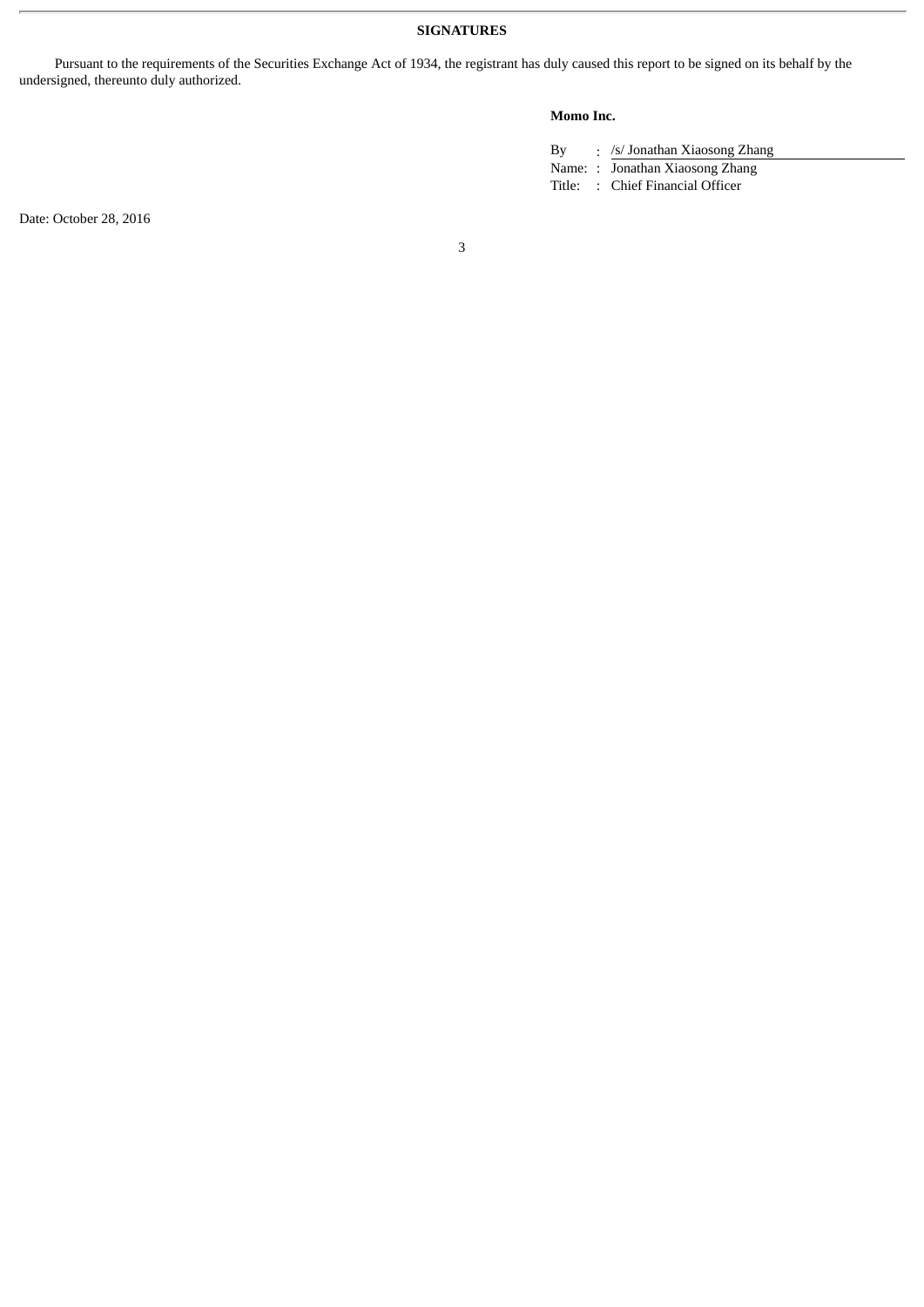## SIGNATURES

Pursuant to the requirements of the Securities Exchange Act of 1934, the registrant has duly caused this report to be signed on its behalf by the undersigned, thereunto duly authorized.

**Momo Inc.**

| | | |
|---|---|---|
| By | : | /s/ Jonathan Xiaosong Zhang |
| Name: | : | Jonathan Xiaosong Zhang |
| Title: | : | Chief Financial Officer |

Date: October 28, 2016